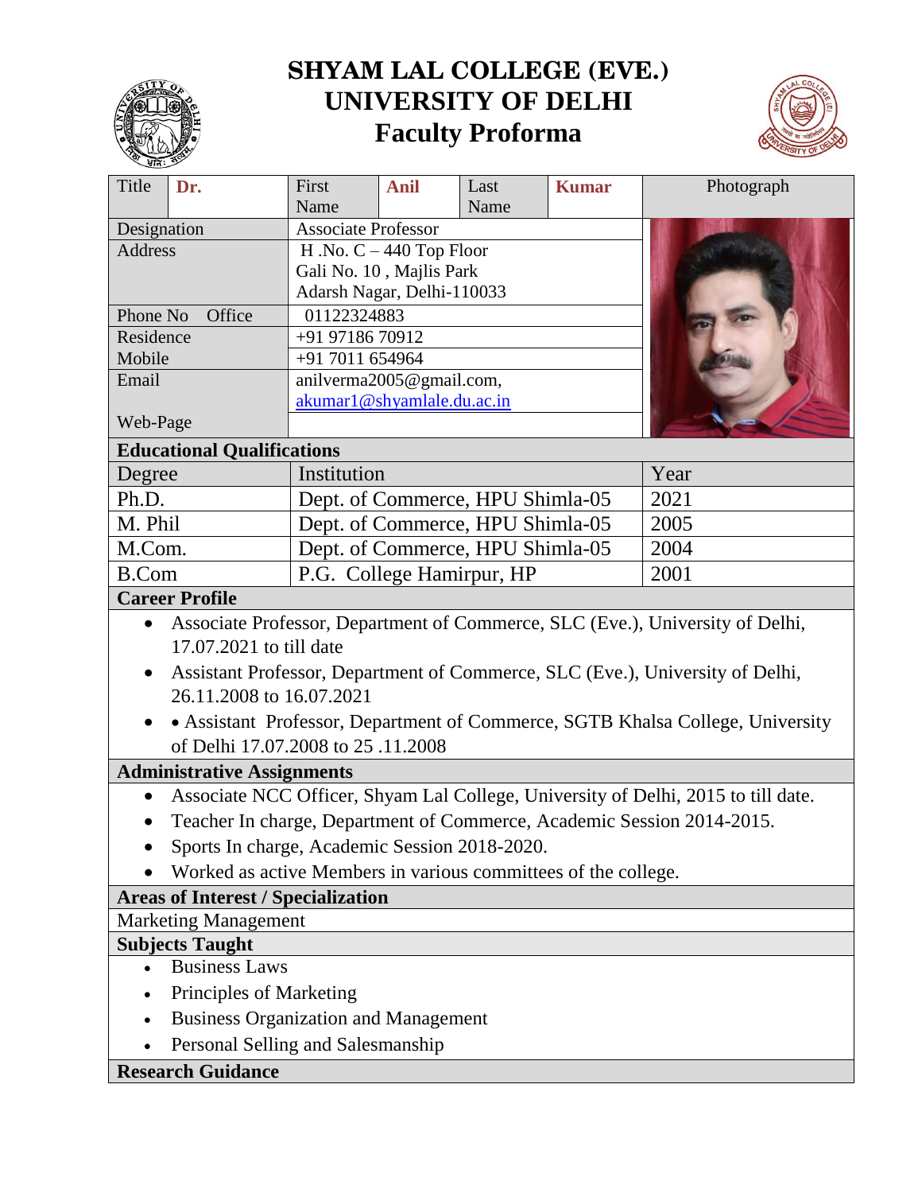# SHYAM LAL COLLEGE (EVE.)
# UNIVERSITY OF DELHI
## Faculty Proforma

| Title | Dr. | First Name | Anil | Last Name | Kumar | Photograph |
|---|---|---|---|---|---|---|
| Designation | | Associate Professor | | | | |
| Address | | H .No. C – 440 Top Floor Gali No. 10 , Majlis Park Adarsh Nagar, Delhi-110033 | | | | |
| Phone No Office | | 01122324883 | | | | |
| Residence | | +91 97186 70912 | | | | |
| Mobile | | +91 7011 654964 | | | | |
| Email | | anilverma2005@gmail.com, akumar1@shyamlale.du.ac.in | | | | |
| Web-Page | | | | | | |

**Educational Qualifications**

| Degree | Institution | Year |
|---|---|---|
| Ph.D. | Dept. of Commerce, HPU Shimla-05 | 2021 |
| M. Phil | Dept. of Commerce, HPU Shimla-05 | 2005 |
| M.Com. | Dept. of Commerce, HPU Shimla-05 | 2004 |
| B.Com | P.G. College Hamirpur, HP | 2001 |

**Career Profile**

- Associate Professor, Department of Commerce, SLC (Eve.), University of Delhi, 17.07.2021 to till date
- Assistant Professor, Department of Commerce, SLC (Eve.), University of Delhi, 26.11.2008 to 16.07.2021
- • Assistant Professor, Department of Commerce, SGTB Khalsa College, University of Delhi 17.07.2008 to 25 .11.2008

**Administrative Assignments**

- Associate NCC Officer, Shyam Lal College, University of Delhi, 2015 to till date.
- Teacher In charge, Department of Commerce, Academic Session 2014-2015.
- Sports In charge, Academic Session 2018-2020.
- Worked as active Members in various committees of the college.

**Areas of Interest / Specialization**

Marketing Management

**Subjects Taught**

- Business Laws
- Principles of Marketing
- Business Organization and Management
- Personal Selling and Salesmanship

**Research Guidance**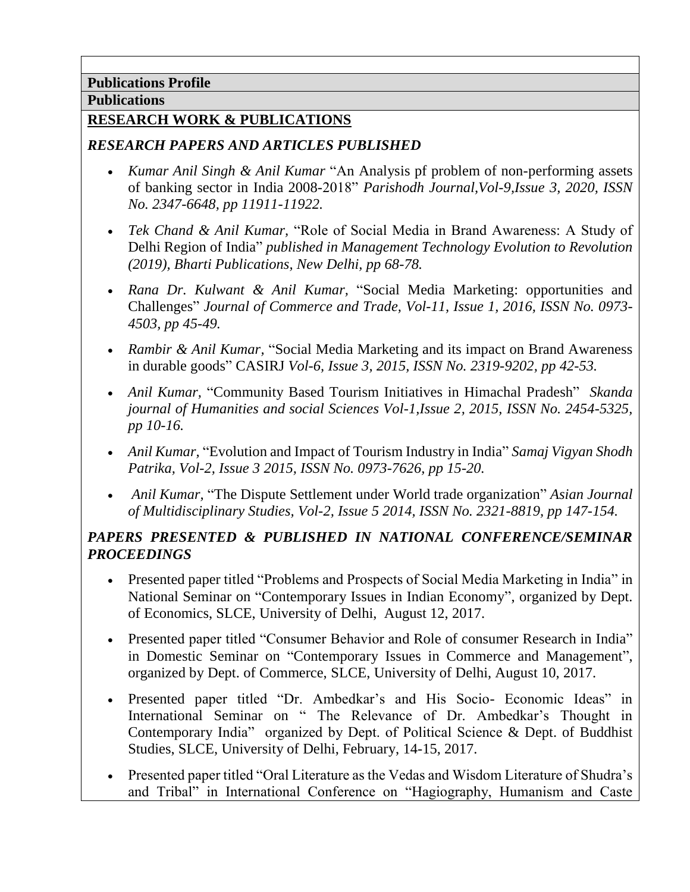**Publications Profile**

**Publications**

## RESEARCH WORK & PUBLICATIONS

### *RESEARCH PAPERS AND ARTICLES PUBLISHED*

- *Kumar Anil Singh & Anil Kumar* "An Analysis pf problem of non-performing assets of banking sector in India 2008-2018" *Parishodh Journal,Vol-9,Issue 3, 2020, ISSN No. 2347-6648, pp 11911-11922.*
- *Tek Chand & Anil Kumar*, "Role of Social Media in Brand Awareness: A Study of Delhi Region of India" *published in Management Technology Evolution to Revolution (2019), Bharti Publications, New Delhi, pp 68-78.*
- *Rana Dr. Kulwant & Anil Kumar,* "Social Media Marketing: opportunities and Challenges" *Journal of Commerce and Trade, Vol-11, Issue 1, 2016, ISSN No. 0973-4503, pp 45-49.*
- *Rambir & Anil Kumar*, "Social Media Marketing and its impact on Brand Awareness in durable goods" CASIRJ *Vol-6, Issue 3, 2015, ISSN No. 2319-9202, pp 42-53.*
- *Anil Kumar,* "Community Based Tourism Initiatives in Himachal Pradesh" *Skanda journal of Humanities and social Sciences Vol-1,Issue 2, 2015, ISSN No. 2454-5325, pp 10-16.*
- *Anil Kumar,* "Evolution and Impact of Tourism Industry in India" *Samaj Vigyan Shodh Patrika, Vol-2, Issue 3 2015, ISSN No. 0973-7626, pp 15-20.*
- *Anil Kumar,* "The Dispute Settlement under World trade organization" *Asian Journal of Multidisciplinary Studies, Vol-2, Issue 5 2014, ISSN No. 2321-8819, pp 147-154.*

### *PAPERS PRESENTED & PUBLISHED IN NATIONAL CONFERENCE/SEMINAR PROCEEDINGS*

- Presented paper titled "Problems and Prospects of Social Media Marketing in India" in National Seminar on "Contemporary Issues in Indian Economy", organized by Dept. of Economics, SLCE, University of Delhi, August 12, 2017.
- Presented paper titled "Consumer Behavior and Role of consumer Research in India" in Domestic Seminar on "Contemporary Issues in Commerce and Management", organized by Dept. of Commerce, SLCE, University of Delhi, August 10, 2017.
- Presented paper titled "Dr. Ambedkar's and His Socio- Economic Ideas" in International Seminar on " The Relevance of Dr. Ambedkar's Thought in Contemporary India" organized by Dept. of Political Science & Dept. of Buddhist Studies, SLCE, University of Delhi, February, 14-15, 2017.
- Presented paper titled "Oral Literature as the Vedas and Wisdom Literature of Shudra's and Tribal" in International Conference on "Hagiography, Humanism and Caste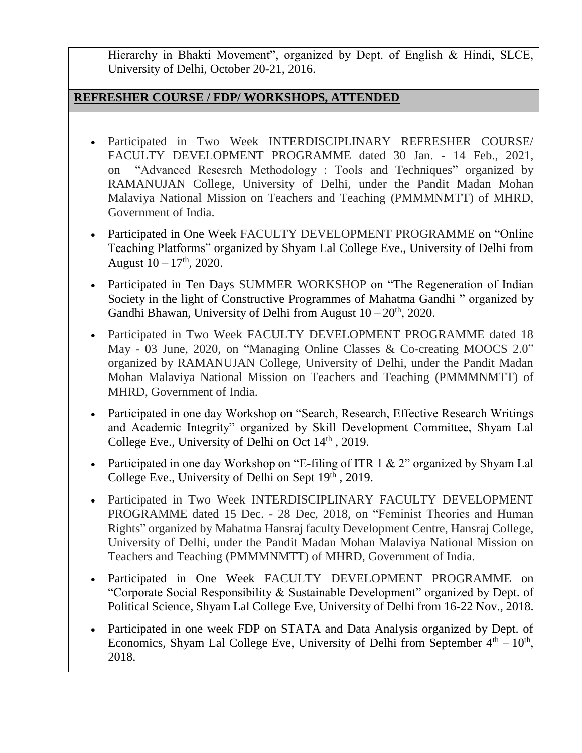Hierarchy in Bhakti Movement", organized by Dept. of English & Hindi, SLCE, University of Delhi, October 20-21, 2016.

## REFRESHER COURSE / FDP/ WORKSHOPS, ATTENDED

- Participated in Two Week INTERDISCIPLINARY REFRESHER COURSE/ FACULTY DEVELOPMENT PROGRAMME dated 30 Jan. - 14 Feb., 2021, on "Advanced Resesrch Methodology : Tools and Techniques" organized by RAMANUJAN College, University of Delhi, under the Pandit Madan Mohan Malaviya National Mission on Teachers and Teaching (PMMMNMTT) of MHRD, Government of India.
- Participated in One Week FACULTY DEVELOPMENT PROGRAMME on "Online Teaching Platforms" organized by Shyam Lal College Eve., University of Delhi from August 10 – 17th, 2020.
- Participated in Ten Days SUMMER WORKSHOP on "The Regeneration of Indian Society in the light of Constructive Programmes of Mahatma Gandhi " organized by Gandhi Bhawan, University of Delhi from August 10 – 20th, 2020.
- Participated in Two Week FACULTY DEVELOPMENT PROGRAMME dated 18 May - 03 June, 2020, on "Managing Online Classes & Co-creating MOOCS 2.0" organized by RAMANUJAN College, University of Delhi, under the Pandit Madan Mohan Malaviya National Mission on Teachers and Teaching (PMMMNMTT) of MHRD, Government of India.
- Participated in one day Workshop on "Search, Research, Effective Research Writings and Academic Integrity" organized by Skill Development Committee, Shyam Lal College Eve., University of Delhi on Oct 14th , 2019.
- Participated in one day Workshop on "E-filing of ITR 1 & 2" organized by Shyam Lal College Eve., University of Delhi on Sept 19th , 2019.
- Participated in Two Week INTERDISCIPLINARY FACULTY DEVELOPMENT PROGRAMME dated 15 Dec. - 28 Dec, 2018, on "Feminist Theories and Human Rights" organized by Mahatma Hansraj faculty Development Centre, Hansraj College, University of Delhi, under the Pandit Madan Mohan Malaviya National Mission on Teachers and Teaching (PMMMNMTT) of MHRD, Government of India.
- Participated in One Week FACULTY DEVELOPMENT PROGRAMME on "Corporate Social Responsibility & Sustainable Development" organized by Dept. of Political Science, Shyam Lal College Eve, University of Delhi from 16-22 Nov., 2018.
- Participated in one week FDP on STATA and Data Analysis organized by Dept. of Economics, Shyam Lal College Eve, University of Delhi from September 4th – 10th, 2018.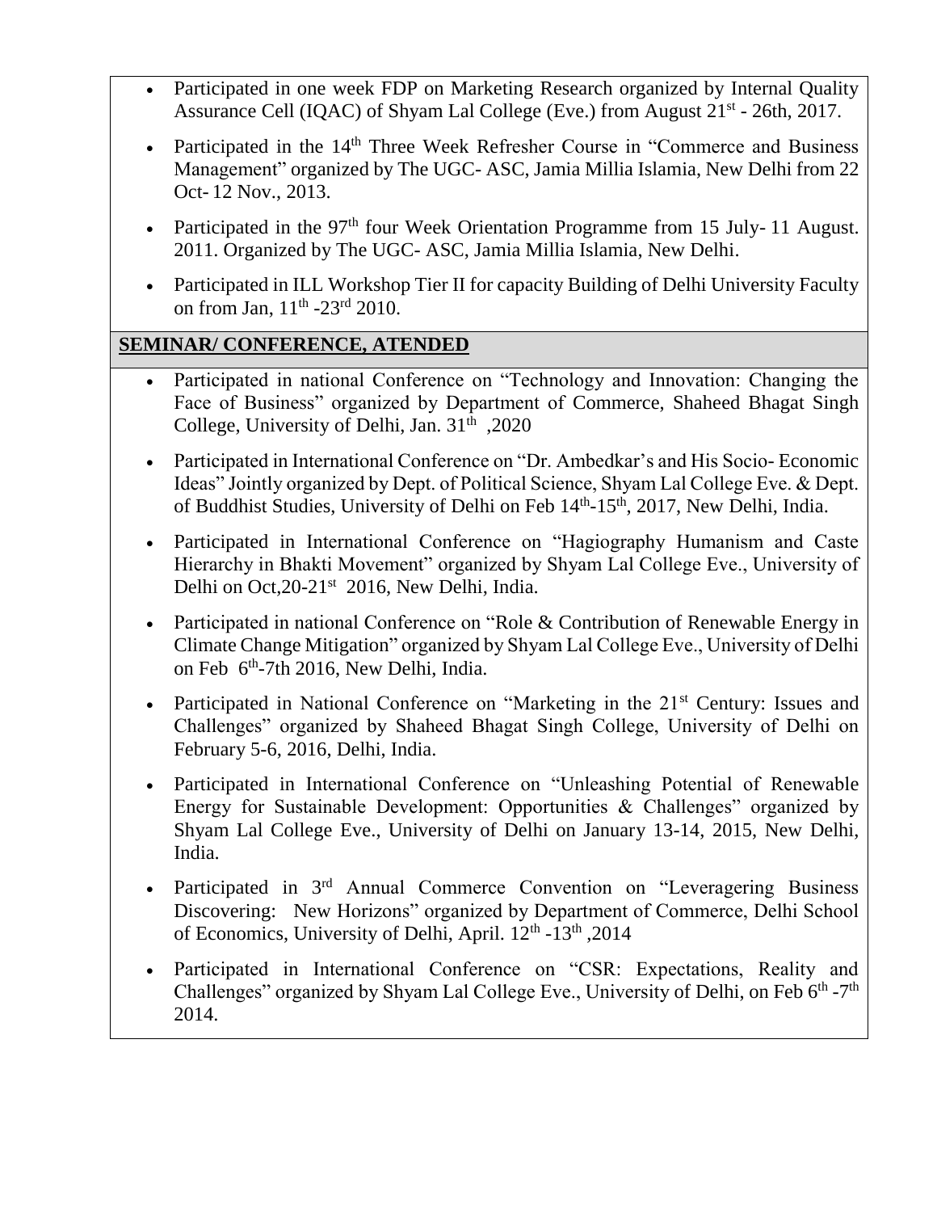- Participated in one week FDP on Marketing Research organized by Internal Quality Assurance Cell (IQAC) of Shyam Lal College (Eve.) from August 21st - 26th, 2017.
- Participated in the 14th Three Week Refresher Course in "Commerce and Business Management" organized by The UGC- ASC, Jamia Millia Islamia, New Delhi from 22 Oct- 12 Nov., 2013.
- Participated in the 97th four Week Orientation Programme from 15 July- 11 August. 2011. Organized by The UGC- ASC, Jamia Millia Islamia, New Delhi.
- Participated in ILL Workshop Tier II for capacity Building of Delhi University Faculty on from Jan, 11th -23rd 2010.

## SEMINAR/ CONFERENCE, ATENDED

- Participated in national Conference on "Technology and Innovation: Changing the Face of Business" organized by Department of Commerce, Shaheed Bhagat Singh College, University of Delhi, Jan. 31th ,2020
- Participated in International Conference on "Dr. Ambedkar's and His Socio- Economic Ideas" Jointly organized by Dept. of Political Science, Shyam Lal College Eve. & Dept. of Buddhist Studies, University of Delhi on Feb 14th-15th, 2017, New Delhi, India.
- Participated in International Conference on "Hagiography Humanism and Caste Hierarchy in Bhakti Movement" organized by Shyam Lal College Eve., University of Delhi on Oct,20-21st 2016, New Delhi, India.
- Participated in national Conference on "Role & Contribution of Renewable Energy in Climate Change Mitigation" organized by Shyam Lal College Eve., University of Delhi on Feb 6th-7th 2016, New Delhi, India.
- Participated in National Conference on "Marketing in the 21st Century: Issues and Challenges" organized by Shaheed Bhagat Singh College, University of Delhi on February 5-6, 2016, Delhi, India.
- Participated in International Conference on "Unleashing Potential of Renewable Energy for Sustainable Development: Opportunities & Challenges" organized by Shyam Lal College Eve., University of Delhi on January 13-14, 2015, New Delhi, India.
- Participated in 3rd Annual Commerce Convention on "Leveragering Business Discovering: New Horizons" organized by Department of Commerce, Delhi School of Economics, University of Delhi, April. 12th -13th ,2014
- Participated in International Conference on "CSR: Expectations, Reality and Challenges" organized by Shyam Lal College Eve., University of Delhi, on Feb 6th -7th 2014.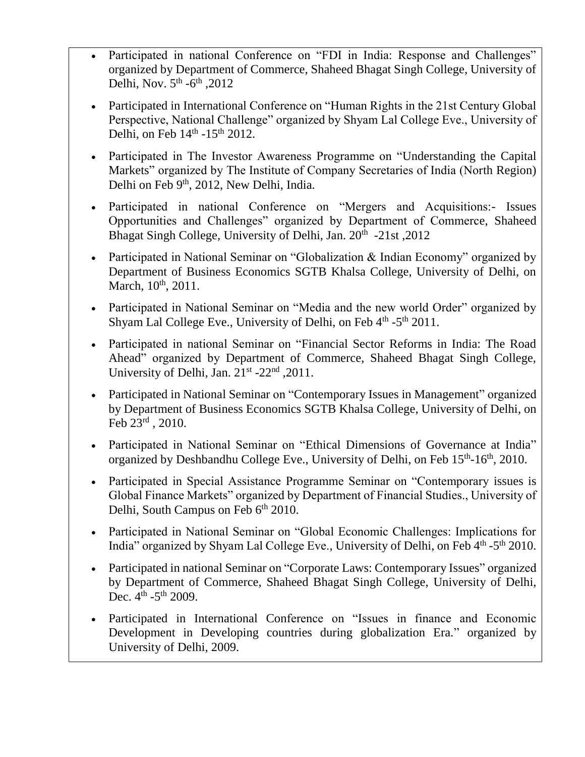- Participated in national Conference on "FDI in India: Response and Challenges" organized by Department of Commerce, Shaheed Bhagat Singh College, University of Delhi, Nov. 5th -6th ,2012
- Participated in International Conference on "Human Rights in the 21st Century Global Perspective, National Challenge" organized by Shyam Lal College Eve., University of Delhi, on Feb 14th -15th 2012.
- Participated in The Investor Awareness Programme on "Understanding the Capital Markets" organized by The Institute of Company Secretaries of India (North Region) Delhi on Feb 9th, 2012, New Delhi, India.
- Participated in national Conference on "Mergers and Acquisitions:- Issues Opportunities and Challenges" organized by Department of Commerce, Shaheed Bhagat Singh College, University of Delhi, Jan. 20th -21st ,2012
- Participated in National Seminar on "Globalization & Indian Economy" organized by Department of Business Economics SGTB Khalsa College, University of Delhi, on March, 10th, 2011.
- Participated in National Seminar on "Media and the new world Order" organized by Shyam Lal College Eve., University of Delhi, on Feb 4th -5th 2011.
- Participated in national Seminar on "Financial Sector Reforms in India: The Road Ahead" organized by Department of Commerce, Shaheed Bhagat Singh College, University of Delhi, Jan. 21st -22nd ,2011.
- Participated in National Seminar on "Contemporary Issues in Management" organized by Department of Business Economics SGTB Khalsa College, University of Delhi, on Feb 23rd , 2010.
- Participated in National Seminar on "Ethical Dimensions of Governance at India" organized by Deshbandhu College Eve., University of Delhi, on Feb 15th-16th, 2010.
- Participated in Special Assistance Programme Seminar on "Contemporary issues is Global Finance Markets" organized by Department of Financial Studies., University of Delhi, South Campus on Feb 6th 2010.
- Participated in National Seminar on "Global Economic Challenges: Implications for India" organized by Shyam Lal College Eve., University of Delhi, on Feb 4th -5th 2010.
- Participated in national Seminar on "Corporate Laws: Contemporary Issues" organized by Department of Commerce, Shaheed Bhagat Singh College, University of Delhi, Dec. 4th -5th 2009.
- Participated in International Conference on "Issues in finance and Economic Development in Developing countries during globalization Era." organized by University of Delhi, 2009.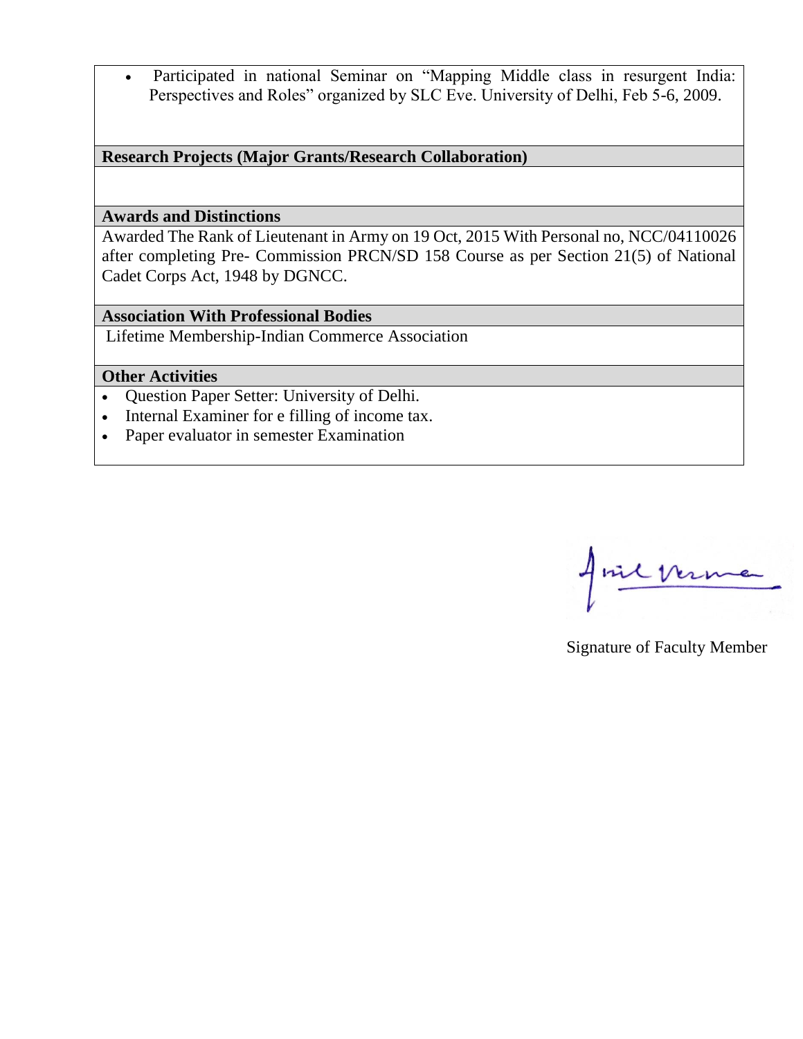- Participated in national Seminar on "Mapping Middle class in resurgent India: Perspectives and Roles" organized by SLC Eve. University of Delhi, Feb 5-6, 2009.

**Research Projects (Major Grants/Research Collaboration)**

**Awards and Distinctions**

Awarded The Rank of Lieutenant in Army on 19 Oct, 2015 With Personal no, NCC/04110026 after completing Pre- Commission PRCN/SD 158 Course as per Section 21(5) of National Cadet Corps Act, 1948 by DGNCC.

**Association With Professional Bodies**

Lifetime Membership-Indian Commerce Association

**Other Activities**

- Question Paper Setter: University of Delhi.
- Internal Examiner for e filling of income tax.
- Paper evaluator in semester Examination

Anil Verma

Signature of Faculty Member